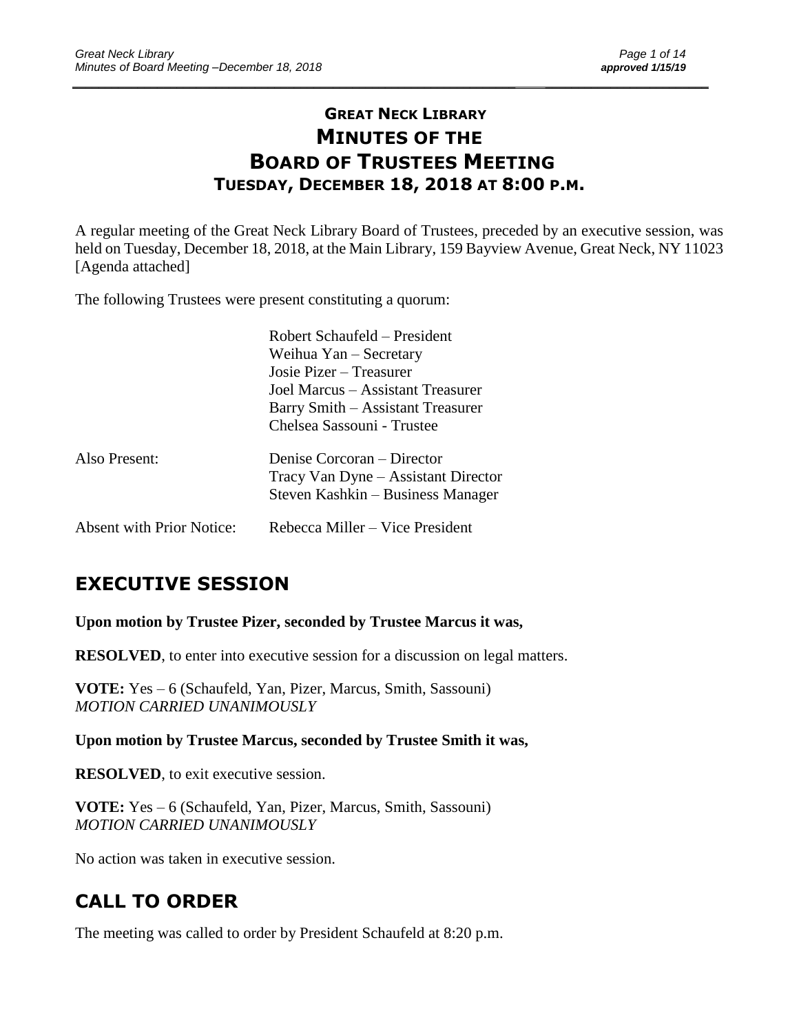# GREAT NECK LIBRARY
# MINUTES OF THE
# BOARD OF TRUSTEES MEETING
## TUESDAY, DECEMBER 18, 2018 AT 8:00 P.M.

A regular meeting of the Great Neck Library Board of Trustees, preceded by an executive session, was held on Tuesday, December 18, 2018, at the Main Library, 159 Bayview Avenue, Great Neck, NY 11023 [Agenda attached]

The following Trustees were present constituting a quorum:

Robert Schaufeld – President
Weihua Yan – Secretary
Josie Pizer – Treasurer
Joel Marcus – Assistant Treasurer
Barry Smith – Assistant Treasurer
Chelsea Sassouni - Trustee

Also Present:
Denise Corcoran – Director
Tracy Van Dyne – Assistant Director
Steven Kashkin – Business Manager

Absent with Prior Notice:
Rebecca Miller – Vice President

## EXECUTIVE SESSION

**Upon motion by Trustee Pizer, seconded by Trustee Marcus it was,**

**RESOLVED**, to enter into executive session for a discussion on legal matters.

**VOTE:** Yes – 6 (Schaufeld, Yan, Pizer, Marcus, Smith, Sassouni)
*MOTION CARRIED UNANIMOUSLY*

**Upon motion by Trustee Marcus, seconded by Trustee Smith it was,**

**RESOLVED**, to exit executive session.

**VOTE:** Yes – 6 (Schaufeld, Yan, Pizer, Marcus, Smith, Sassouni)
*MOTION CARRIED UNANIMOUSLY*

No action was taken in executive session.

## CALL TO ORDER

The meeting was called to order by President Schaufeld at 8:20 p.m.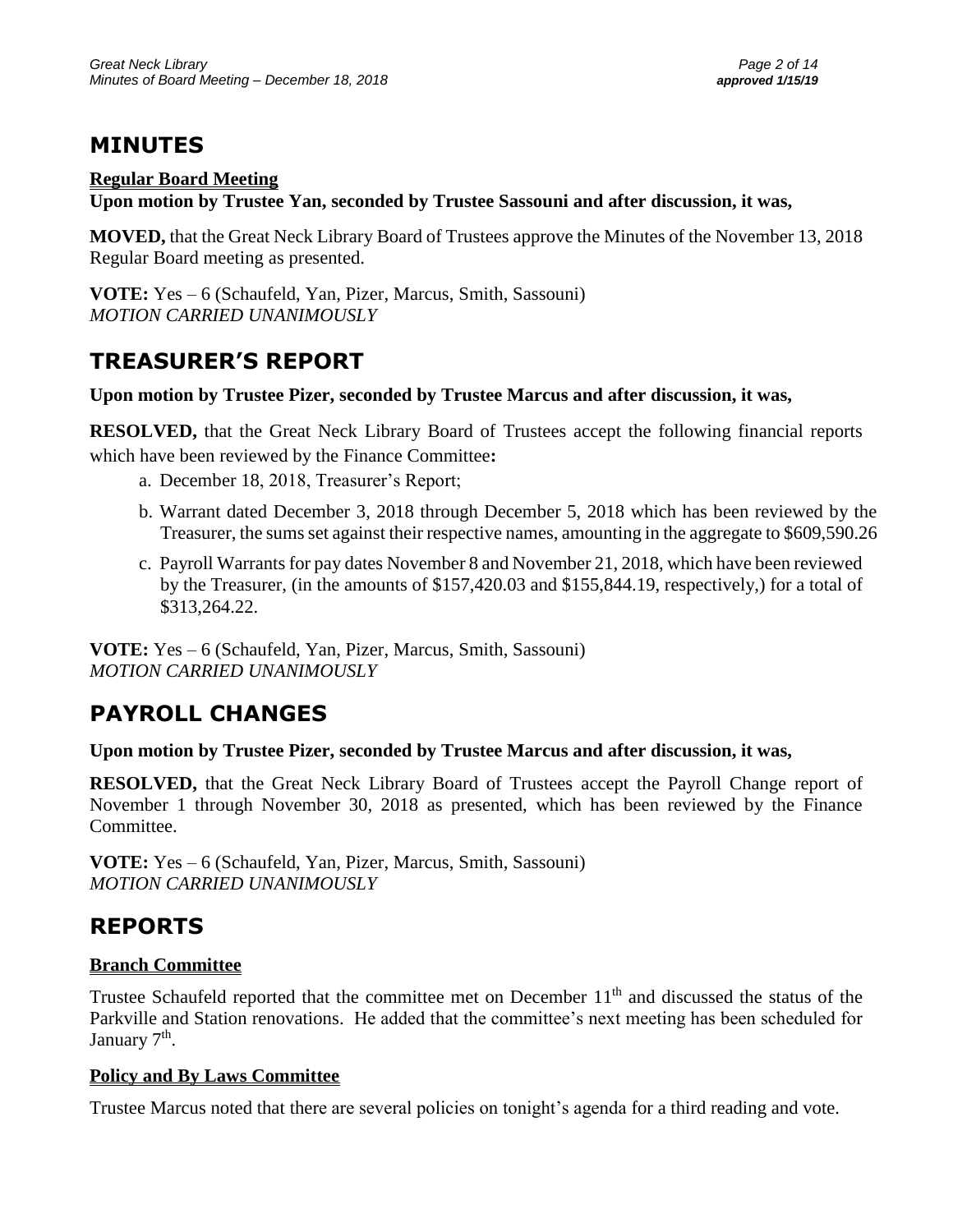# MINUTES

**Regular Board Meeting**

**Upon motion by Trustee Yan, seconded by Trustee Sassouni and after discussion, it was,**

**MOVED,** that the Great Neck Library Board of Trustees approve the Minutes of the November 13, 2018 Regular Board meeting as presented.

**VOTE:** Yes – 6 (Schaufeld, Yan, Pizer, Marcus, Smith, Sassouni)
*MOTION CARRIED UNANIMOUSLY*

# TREASURER'S REPORT

**Upon motion by Trustee Pizer, seconded by Trustee Marcus and after discussion, it was,**

**RESOLVED,** that the Great Neck Library Board of Trustees accept the following financial reports which have been reviewed by the Finance Committee**:**

a. December 18, 2018, Treasurer's Report;
b. Warrant dated December 3, 2018 through December 5, 2018 which has been reviewed by the Treasurer, the sums set against their respective names, amounting in the aggregate to $609,590.26
c. Payroll Warrants for pay dates November 8 and November 21, 2018, which have been reviewed by the Treasurer, (in the amounts of $157,420.03 and $155,844.19, respectively,) for a total of $313,264.22.

**VOTE:** Yes – 6 (Schaufeld, Yan, Pizer, Marcus, Smith, Sassouni)
*MOTION CARRIED UNANIMOUSLY*

# PAYROLL CHANGES

**Upon motion by Trustee Pizer, seconded by Trustee Marcus and after discussion, it was,**

**RESOLVED,** that the Great Neck Library Board of Trustees accept the Payroll Change report of November 1 through November 30, 2018 as presented, which has been reviewed by the Finance Committee.

**VOTE:** Yes – 6 (Schaufeld, Yan, Pizer, Marcus, Smith, Sassouni)
*MOTION CARRIED UNANIMOUSLY*

# REPORTS

**Branch Committee**

Trustee Schaufeld reported that the committee met on December 11th and discussed the status of the Parkville and Station renovations. He added that the committee's next meeting has been scheduled for January 7th.

**Policy and By Laws Committee**

Trustee Marcus noted that there are several policies on tonight's agenda for a third reading and vote.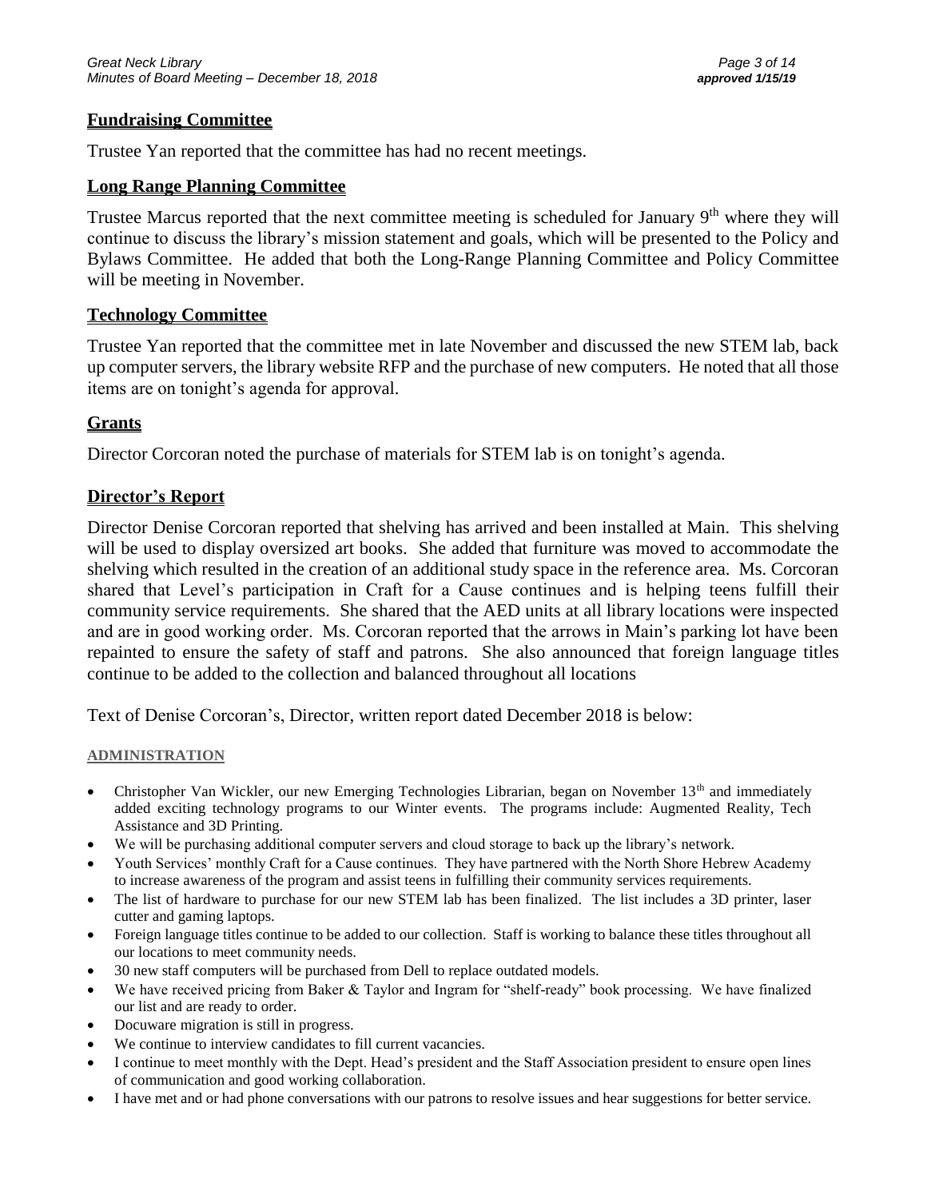## Fundraising Committee

Trustee Yan reported that the committee has had no recent meetings.

## Long Range Planning Committee

Trustee Marcus reported that the next committee meeting is scheduled for January 9th where they will continue to discuss the library's mission statement and goals, which will be presented to the Policy and Bylaws Committee. He added that both the Long-Range Planning Committee and Policy Committee will be meeting in November.

## Technology Committee

Trustee Yan reported that the committee met in late November and discussed the new STEM lab, back up computer servers, the library website RFP and the purchase of new computers. He noted that all those items are on tonight's agenda for approval.

## Grants

Director Corcoran noted the purchase of materials for STEM lab is on tonight's agenda.

## Director's Report

Director Denise Corcoran reported that shelving has arrived and been installed at Main. This shelving will be used to display oversized art books. She added that furniture was moved to accommodate the shelving which resulted in the creation of an additional study space in the reference area. Ms. Corcoran shared that Level's participation in Craft for a Cause continues and is helping teens fulfill their community service requirements. She shared that the AED units at all library locations were inspected and are in good working order. Ms. Corcoran reported that the arrows in Main's parking lot have been repainted to ensure the safety of staff and patrons. She also announced that foreign language titles continue to be added to the collection and balanced throughout all locations

Text of Denise Corcoran's, Director, written report dated December 2018 is below:

### ADMINISTRATION

- Christopher Van Wickler, our new Emerging Technologies Librarian, began on November 13th and immediately added exciting technology programs to our Winter events. The programs include: Augmented Reality, Tech Assistance and 3D Printing.
- We will be purchasing additional computer servers and cloud storage to back up the library's network.
- Youth Services' monthly Craft for a Cause continues. They have partnered with the North Shore Hebrew Academy to increase awareness of the program and assist teens in fulfilling their community services requirements.
- The list of hardware to purchase for our new STEM lab has been finalized. The list includes a 3D printer, laser cutter and gaming laptops.
- Foreign language titles continue to be added to our collection. Staff is working to balance these titles throughout all our locations to meet community needs.
- 30 new staff computers will be purchased from Dell to replace outdated models.
- We have received pricing from Baker & Taylor and Ingram for "shelf-ready" book processing. We have finalized our list and are ready to order.
- Docuware migration is still in progress.
- We continue to interview candidates to fill current vacancies.
- I continue to meet monthly with the Dept. Head's president and the Staff Association president to ensure open lines of communication and good working collaboration.
- I have met and or had phone conversations with our patrons to resolve issues and hear suggestions for better service.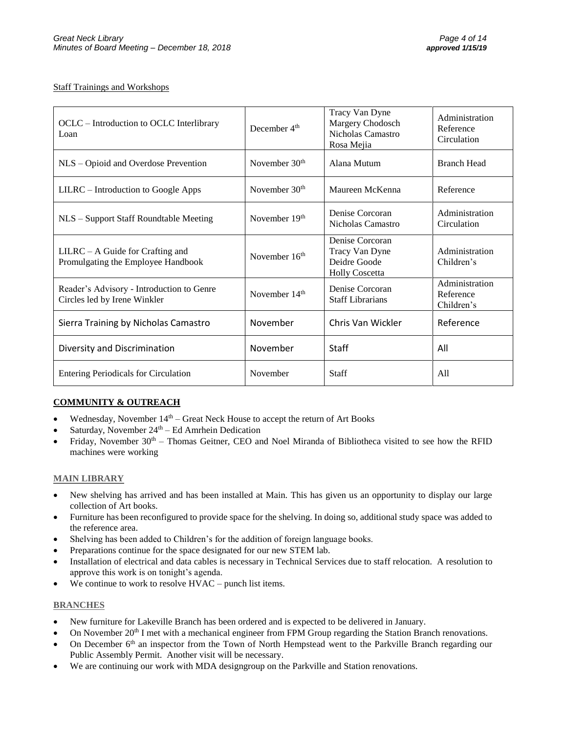Staff Trainings and Workshops

| | | | |
|---|---|---|---|
| OCLC – Introduction to OCLC Interlibrary Loan | December 4th | Tracy Van Dyne<br>Margery Chodosch<br>Nicholas Camastro<br>Rosa Mejia | Administration<br>Reference<br>Circulation |
| NLS – Opioid and Overdose Prevention | November 30th | Alana Mutum | Branch Head |
| LILRC – Introduction to Google Apps | November 30th | Maureen McKenna | Reference |
| NLS – Support Staff Roundtable Meeting | November 19th | Denise Corcoran<br>Nicholas Camastro | Administration<br>Circulation |
| LILRC – A Guide for Crafting and Promulgating the Employee Handbook | November 16th | Denise Corcoran<br>Tracy Van Dyne<br>Deidre Goode<br>Holly Coscetta | Administration<br>Children's |
| Reader's Advisory - Introduction to Genre Circles led by Irene Winkler | November 14th | Denise Corcoran<br>Staff Librarians | Administration<br>Reference<br>Children's |
| Sierra Training by Nicholas Camastro | November | Chris Van Wickler | Reference |
| Diversity and Discrimination | November | Staff | All |
| Entering Periodicals for Circulation | November | Staff | All |

**COMMUNITY & OUTREACH**

- Wednesday, November 14th – Great Neck House to accept the return of Art Books
- Saturday, November 24th – Ed Amrhein Dedication
- Friday, November 30th – Thomas Geitner, CEO and Noel Miranda of Bibliotheca visited to see how the RFID machines were working

**MAIN LIBRARY**

- New shelving has arrived and has been installed at Main. This has given us an opportunity to display our large collection of Art books.
- Furniture has been reconfigured to provide space for the shelving. In doing so, additional study space was added to the reference area.
- Shelving has been added to Children's for the addition of foreign language books.
- Preparations continue for the space designated for our new STEM lab.
- Installation of electrical and data cables is necessary in Technical Services due to staff relocation. A resolution to approve this work is on tonight's agenda.
- We continue to work to resolve HVAC – punch list items.

**BRANCHES**

- New furniture for Lakeville Branch has been ordered and is expected to be delivered in January.
- On November 20th I met with a mechanical engineer from FPM Group regarding the Station Branch renovations.
- On December 6th an inspector from the Town of North Hempstead went to the Parkville Branch regarding our Public Assembly Permit. Another visit will be necessary.
- We are continuing our work with MDA designgroup on the Parkville and Station renovations.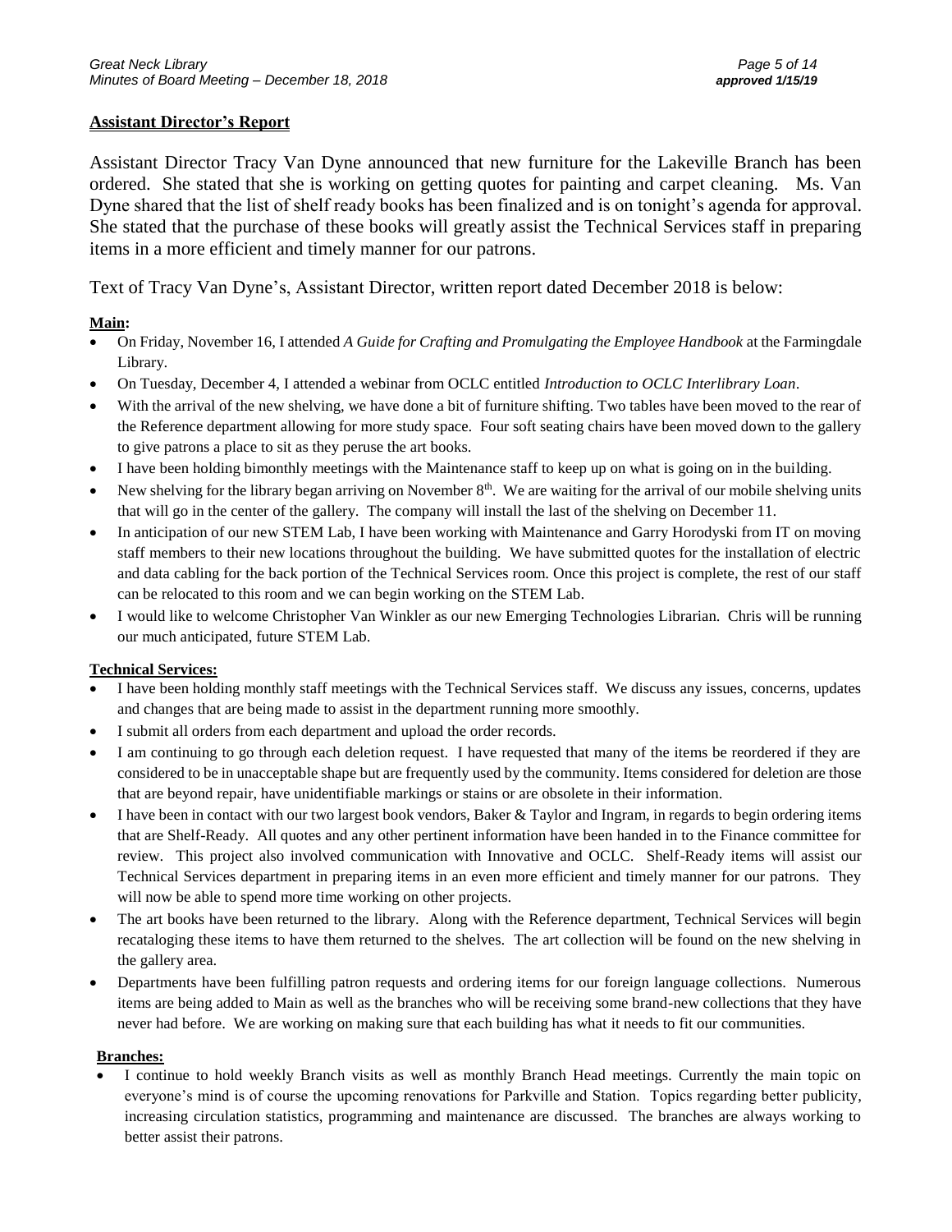## Assistant Director's Report

Assistant Director Tracy Van Dyne announced that new furniture for the Lakeville Branch has been ordered. She stated that she is working on getting quotes for painting and carpet cleaning. Ms. Van Dyne shared that the list of shelf ready books has been finalized and is on tonight's agenda for approval. She stated that the purchase of these books will greatly assist the Technical Services staff in preparing items in a more efficient and timely manner for our patrons.

Text of Tracy Van Dyne's, Assistant Director, written report dated December 2018 is below:

**Main:**

- On Friday, November 16, I attended *A Guide for Crafting and Promulgating the Employee Handbook* at the Farmingdale Library.
- On Tuesday, December 4, I attended a webinar from OCLC entitled *Introduction to OCLC Interlibrary Loan*.
- With the arrival of the new shelving, we have done a bit of furniture shifting. Two tables have been moved to the rear of the Reference department allowing for more study space. Four soft seating chairs have been moved down to the gallery to give patrons a place to sit as they peruse the art books.
- I have been holding bimonthly meetings with the Maintenance staff to keep up on what is going on in the building.
- New shelving for the library began arriving on November 8th. We are waiting for the arrival of our mobile shelving units that will go in the center of the gallery. The company will install the last of the shelving on December 11.
- In anticipation of our new STEM Lab, I have been working with Maintenance and Garry Horodyski from IT on moving staff members to their new locations throughout the building. We have submitted quotes for the installation of electric and data cabling for the back portion of the Technical Services room. Once this project is complete, the rest of our staff can be relocated to this room and we can begin working on the STEM Lab.
- I would like to welcome Christopher Van Winkler as our new Emerging Technologies Librarian. Chris will be running our much anticipated, future STEM Lab.

**Technical Services:**

- I have been holding monthly staff meetings with the Technical Services staff. We discuss any issues, concerns, updates and changes that are being made to assist in the department running more smoothly.
- I submit all orders from each department and upload the order records.
- I am continuing to go through each deletion request. I have requested that many of the items be reordered if they are considered to be in unacceptable shape but are frequently used by the community. Items considered for deletion are those that are beyond repair, have unidentifiable markings or stains or are obsolete in their information.
- I have been in contact with our two largest book vendors, Baker & Taylor and Ingram, in regards to begin ordering items that are Shelf-Ready. All quotes and any other pertinent information have been handed in to the Finance committee for review. This project also involved communication with Innovative and OCLC. Shelf-Ready items will assist our Technical Services department in preparing items in an even more efficient and timely manner for our patrons. They will now be able to spend more time working on other projects.
- The art books have been returned to the library. Along with the Reference department, Technical Services will begin recataloging these items to have them returned to the shelves. The art collection will be found on the new shelving in the gallery area.
- Departments have been fulfilling patron requests and ordering items for our foreign language collections. Numerous items are being added to Main as well as the branches who will be receiving some brand-new collections that they have never had before. We are working on making sure that each building has what it needs to fit our communities.

**Branches:**

- I continue to hold weekly Branch visits as well as monthly Branch Head meetings. Currently the main topic on everyone's mind is of course the upcoming renovations for Parkville and Station. Topics regarding better publicity, increasing circulation statistics, programming and maintenance are discussed. The branches are always working to better assist their patrons.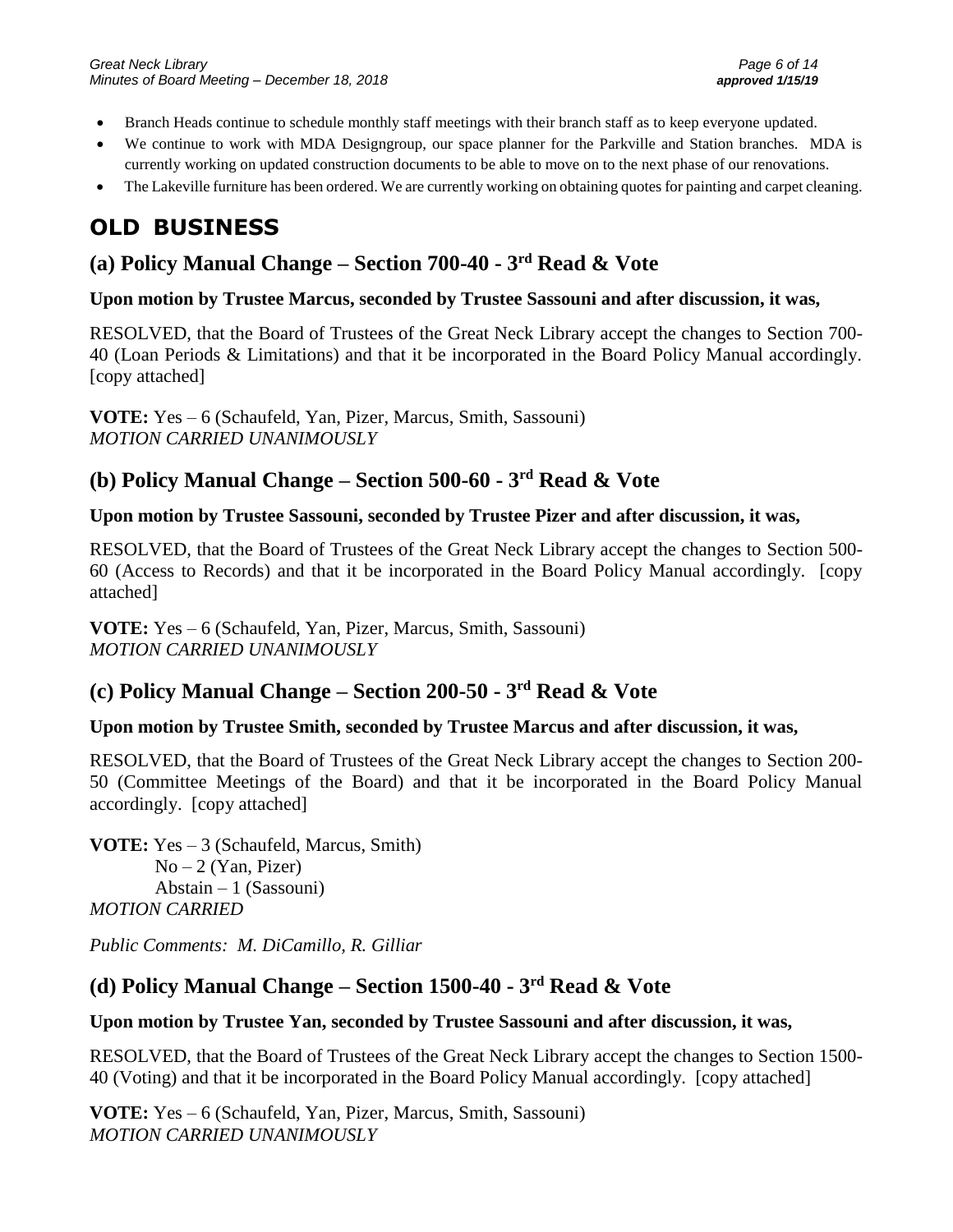- Branch Heads continue to schedule monthly staff meetings with their branch staff as to keep everyone updated.
- We continue to work with MDA Designgroup, our space planner for the Parkville and Station branches. MDA is currently working on updated construction documents to be able to move on to the next phase of our renovations.
- The Lakeville furniture has been ordered. We are currently working on obtaining quotes for painting and carpet cleaning.

# OLD BUSINESS

## (a) Policy Manual Change – Section 700-40 - 3rd Read & Vote

**Upon motion by Trustee Marcus, seconded by Trustee Sassouni and after discussion, it was,**

RESOLVED, that the Board of Trustees of the Great Neck Library accept the changes to Section 700-40 (Loan Periods & Limitations) and that it be incorporated in the Board Policy Manual accordingly. [copy attached]

**VOTE:** Yes – 6 (Schaufeld, Yan, Pizer, Marcus, Smith, Sassouni)
*MOTION CARRIED UNANIMOUSLY*

## (b) Policy Manual Change – Section 500-60 - 3rd Read & Vote

**Upon motion by Trustee Sassouni, seconded by Trustee Pizer and after discussion, it was,**

RESOLVED, that the Board of Trustees of the Great Neck Library accept the changes to Section 500-60 (Access to Records) and that it be incorporated in the Board Policy Manual accordingly. [copy attached]

**VOTE:** Yes – 6 (Schaufeld, Yan, Pizer, Marcus, Smith, Sassouni)
*MOTION CARRIED UNANIMOUSLY*

## (c) Policy Manual Change – Section 200-50 - 3rd Read & Vote

**Upon motion by Trustee Smith, seconded by Trustee Marcus and after discussion, it was,**

RESOLVED, that the Board of Trustees of the Great Neck Library accept the changes to Section 200-50 (Committee Meetings of the Board) and that it be incorporated in the Board Policy Manual accordingly. [copy attached]

**VOTE:** Yes – 3 (Schaufeld, Marcus, Smith)
No – 2 (Yan, Pizer)
Abstain – 1 (Sassouni)
*MOTION CARRIED*

*Public Comments: M. DiCamillo, R. Gilliar*

## (d) Policy Manual Change – Section 1500-40 - 3rd Read & Vote

**Upon motion by Trustee Yan, seconded by Trustee Sassouni and after discussion, it was,**

RESOLVED, that the Board of Trustees of the Great Neck Library accept the changes to Section 1500-40 (Voting) and that it be incorporated in the Board Policy Manual accordingly. [copy attached]

**VOTE:** Yes – 6 (Schaufeld, Yan, Pizer, Marcus, Smith, Sassouni)
*MOTION CARRIED UNANIMOUSLY*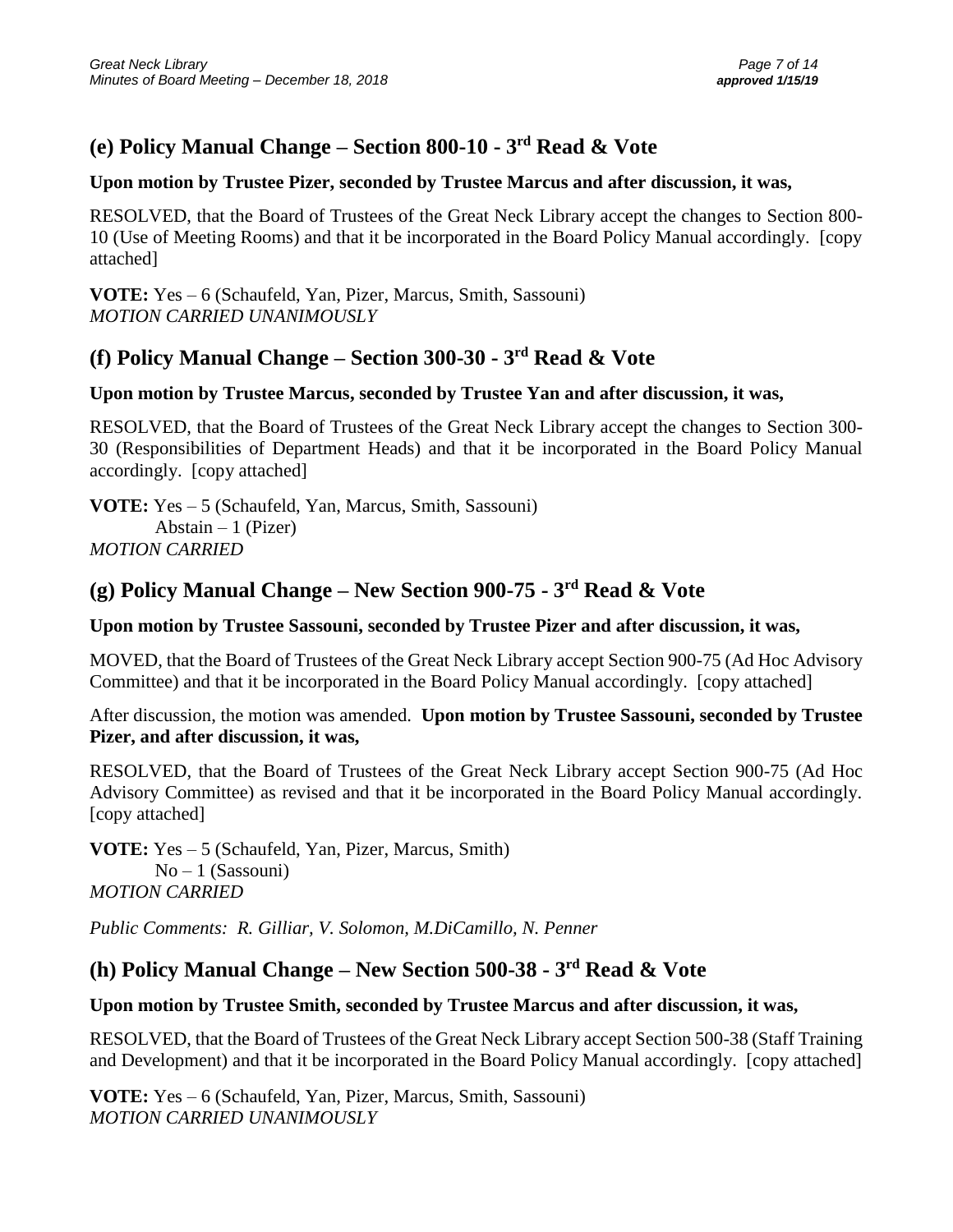## (e) Policy Manual Change – Section 800-10 - 3rd Read & Vote

**Upon motion by Trustee Pizer, seconded by Trustee Marcus and after discussion, it was,**

RESOLVED, that the Board of Trustees of the Great Neck Library accept the changes to Section 800-10 (Use of Meeting Rooms) and that it be incorporated in the Board Policy Manual accordingly. [copy attached]

**VOTE:** Yes – 6 (Schaufeld, Yan, Pizer, Marcus, Smith, Sassouni)
*MOTION CARRIED UNANIMOUSLY*

## (f) Policy Manual Change – Section 300-30 - 3rd Read & Vote

**Upon motion by Trustee Marcus, seconded by Trustee Yan and after discussion, it was,**

RESOLVED, that the Board of Trustees of the Great Neck Library accept the changes to Section 300-30 (Responsibilities of Department Heads) and that it be incorporated in the Board Policy Manual accordingly. [copy attached]

**VOTE:** Yes – 5 (Schaufeld, Yan, Marcus, Smith, Sassouni)
Abstain – 1 (Pizer)
*MOTION CARRIED*

## (g) Policy Manual Change – New Section 900-75 - 3rd Read & Vote

**Upon motion by Trustee Sassouni, seconded by Trustee Pizer and after discussion, it was,**

MOVED, that the Board of Trustees of the Great Neck Library accept Section 900-75 (Ad Hoc Advisory Committee) and that it be incorporated in the Board Policy Manual accordingly. [copy attached]

After discussion, the motion was amended. **Upon motion by Trustee Sassouni, seconded by Trustee Pizer, and after discussion, it was,**

RESOLVED, that the Board of Trustees of the Great Neck Library accept Section 900-75 (Ad Hoc Advisory Committee) as revised and that it be incorporated in the Board Policy Manual accordingly. [copy attached]

**VOTE:** Yes – 5 (Schaufeld, Yan, Pizer, Marcus, Smith)
No – 1 (Sassouni)
*MOTION CARRIED*

*Public Comments: R. Gilliar, V. Solomon, M.DiCamillo, N. Penner*

## (h) Policy Manual Change – New Section 500-38 - 3rd Read & Vote

**Upon motion by Trustee Smith, seconded by Trustee Marcus and after discussion, it was,**

RESOLVED, that the Board of Trustees of the Great Neck Library accept Section 500-38 (Staff Training and Development) and that it be incorporated in the Board Policy Manual accordingly. [copy attached]

**VOTE:** Yes – 6 (Schaufeld, Yan, Pizer, Marcus, Smith, Sassouni)
*MOTION CARRIED UNANIMOUSLY*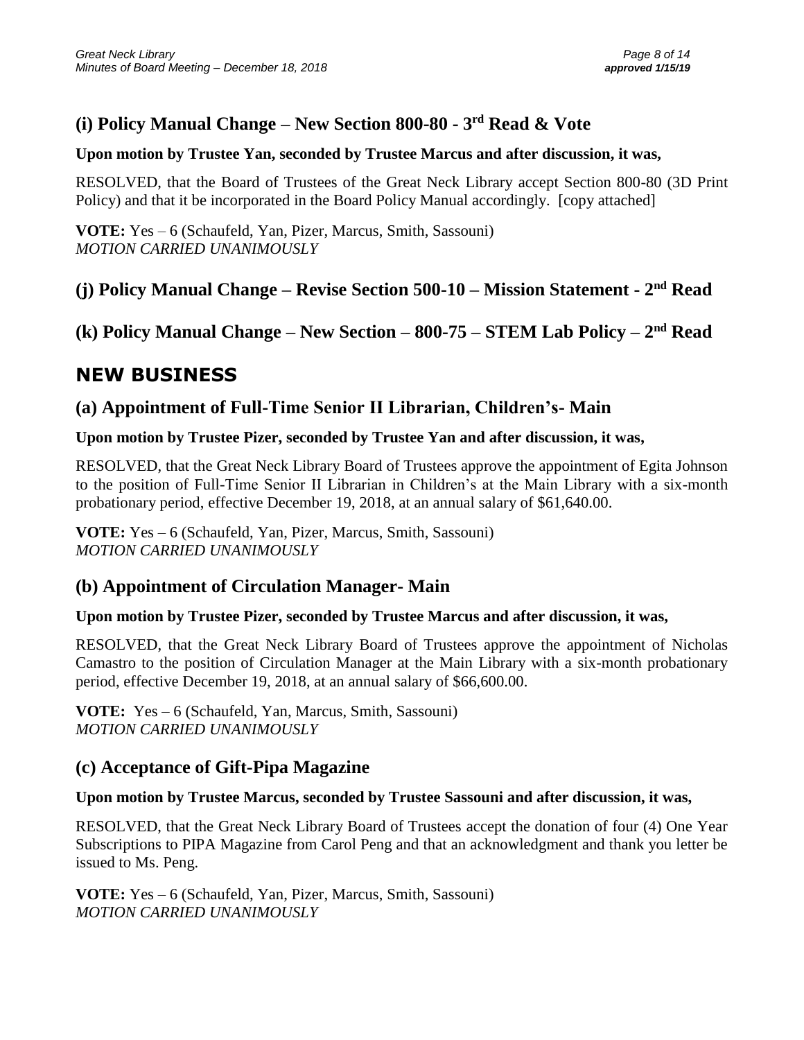## (i) Policy Manual Change – New Section 800-80 - 3rd Read & Vote

**Upon motion by Trustee Yan, seconded by Trustee Marcus and after discussion, it was,**

RESOLVED, that the Board of Trustees of the Great Neck Library accept Section 800-80 (3D Print Policy) and that it be incorporated in the Board Policy Manual accordingly. [copy attached]

**VOTE:** Yes – 6 (Schaufeld, Yan, Pizer, Marcus, Smith, Sassouni)
*MOTION CARRIED UNANIMOUSLY*

## (j) Policy Manual Change – Revise Section 500-10 – Mission Statement - 2nd Read

## (k) Policy Manual Change – New Section – 800-75 – STEM Lab Policy – 2nd Read

# NEW BUSINESS

## (a) Appointment of Full-Time Senior II Librarian, Children's- Main

**Upon motion by Trustee Pizer, seconded by Trustee Yan and after discussion, it was,**

RESOLVED, that the Great Neck Library Board of Trustees approve the appointment of Egita Johnson to the position of Full-Time Senior II Librarian in Children's at the Main Library with a six-month probationary period, effective December 19, 2018, at an annual salary of $61,640.00.

**VOTE:** Yes – 6 (Schaufeld, Yan, Pizer, Marcus, Smith, Sassouni)
*MOTION CARRIED UNANIMOUSLY*

## (b) Appointment of Circulation Manager- Main

**Upon motion by Trustee Pizer, seconded by Trustee Marcus and after discussion, it was,**

RESOLVED, that the Great Neck Library Board of Trustees approve the appointment of Nicholas Camastro to the position of Circulation Manager at the Main Library with a six-month probationary period, effective December 19, 2018, at an annual salary of $66,600.00.

**VOTE:** Yes – 6 (Schaufeld, Yan, Marcus, Smith, Sassouni)
*MOTION CARRIED UNANIMOUSLY*

## (c) Acceptance of Gift-Pipa Magazine

**Upon motion by Trustee Marcus, seconded by Trustee Sassouni and after discussion, it was,**

RESOLVED, that the Great Neck Library Board of Trustees accept the donation of four (4) One Year Subscriptions to PIPA Magazine from Carol Peng and that an acknowledgment and thank you letter be issued to Ms. Peng.

**VOTE:** Yes – 6 (Schaufeld, Yan, Pizer, Marcus, Smith, Sassouni)
*MOTION CARRIED UNANIMOUSLY*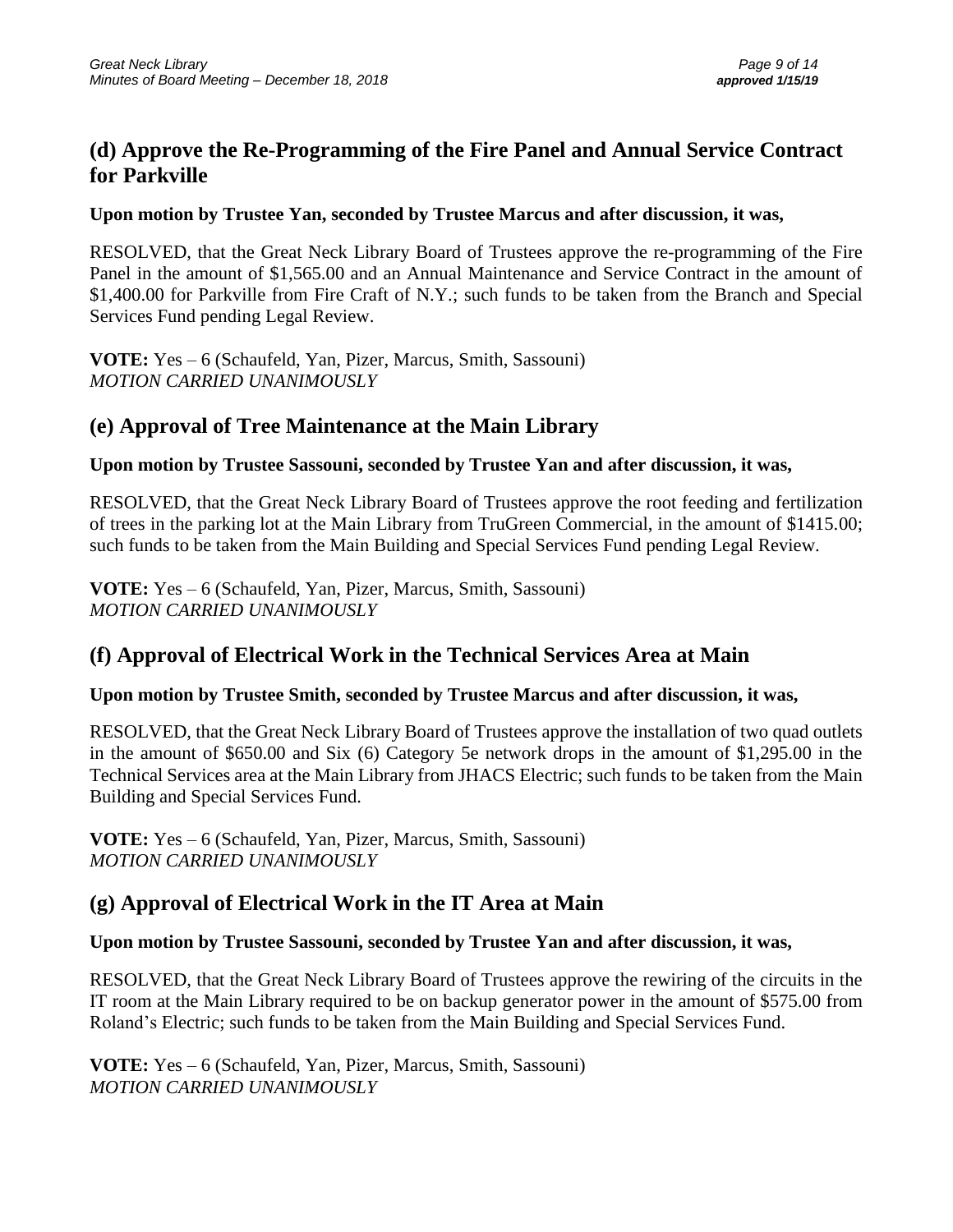## (d) Approve the Re-Programming of the Fire Panel and Annual Service Contract for Parkville

**Upon motion by Trustee Yan, seconded by Trustee Marcus and after discussion, it was,**

RESOLVED, that the Great Neck Library Board of Trustees approve the re-programming of the Fire Panel in the amount of $1,565.00 and an Annual Maintenance and Service Contract in the amount of $1,400.00 for Parkville from Fire Craft of N.Y.; such funds to be taken from the Branch and Special Services Fund pending Legal Review.

**VOTE:** Yes – 6 (Schaufeld, Yan, Pizer, Marcus, Smith, Sassouni)
*MOTION CARRIED UNANIMOUSLY*

## (e) Approval of Tree Maintenance at the Main Library

**Upon motion by Trustee Sassouni, seconded by Trustee Yan and after discussion, it was,**

RESOLVED, that the Great Neck Library Board of Trustees approve the root feeding and fertilization of trees in the parking lot at the Main Library from TruGreen Commercial, in the amount of $1415.00; such funds to be taken from the Main Building and Special Services Fund pending Legal Review.

**VOTE:** Yes – 6 (Schaufeld, Yan, Pizer, Marcus, Smith, Sassouni)
*MOTION CARRIED UNANIMOUSLY*

## (f) Approval of Electrical Work in the Technical Services Area at Main

**Upon motion by Trustee Smith, seconded by Trustee Marcus and after discussion, it was,**

RESOLVED, that the Great Neck Library Board of Trustees approve the installation of two quad outlets in the amount of $650.00 and Six (6) Category 5e network drops in the amount of $1,295.00 in the Technical Services area at the Main Library from JHACS Electric; such funds to be taken from the Main Building and Special Services Fund.

**VOTE:** Yes – 6 (Schaufeld, Yan, Pizer, Marcus, Smith, Sassouni)
*MOTION CARRIED UNANIMOUSLY*

## (g) Approval of Electrical Work in the IT Area at Main

**Upon motion by Trustee Sassouni, seconded by Trustee Yan and after discussion, it was,**

RESOLVED, that the Great Neck Library Board of Trustees approve the rewiring of the circuits in the IT room at the Main Library required to be on backup generator power in the amount of $575.00 from Roland's Electric; such funds to be taken from the Main Building and Special Services Fund.

**VOTE:** Yes – 6 (Schaufeld, Yan, Pizer, Marcus, Smith, Sassouni)
*MOTION CARRIED UNANIMOUSLY*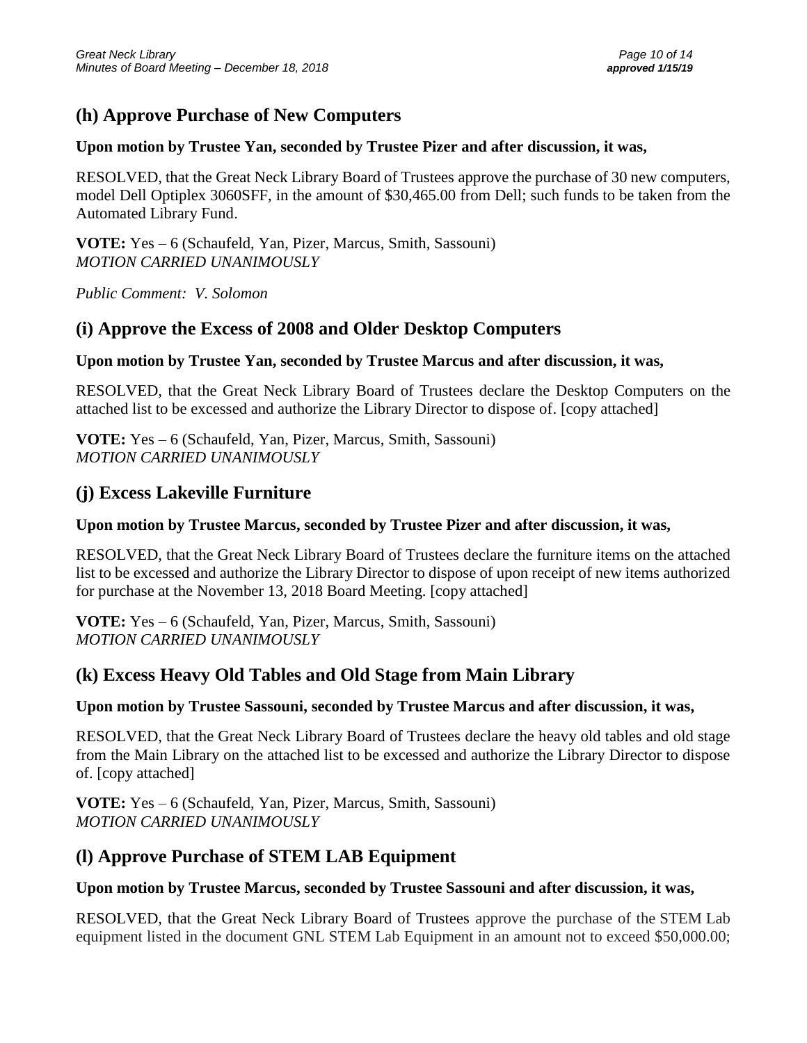## (h) Approve Purchase of New Computers

**Upon motion by Trustee Yan, seconded by Trustee Pizer and after discussion, it was,**

RESOLVED, that the Great Neck Library Board of Trustees approve the purchase of 30 new computers, model Dell Optiplex 3060SFF, in the amount of $30,465.00 from Dell; such funds to be taken from the Automated Library Fund.

**VOTE:** Yes – 6 (Schaufeld, Yan, Pizer, Marcus, Smith, Sassouni)
*MOTION CARRIED UNANIMOUSLY*

*Public Comment: V. Solomon*

## (i) Approve the Excess of 2008 and Older Desktop Computers

**Upon motion by Trustee Yan, seconded by Trustee Marcus and after discussion, it was,**

RESOLVED, that the Great Neck Library Board of Trustees declare the Desktop Computers on the attached list to be excessed and authorize the Library Director to dispose of. [copy attached]

**VOTE:** Yes – 6 (Schaufeld, Yan, Pizer, Marcus, Smith, Sassouni)
*MOTION CARRIED UNANIMOUSLY*

## (j) Excess Lakeville Furniture

**Upon motion by Trustee Marcus, seconded by Trustee Pizer and after discussion, it was,**

RESOLVED, that the Great Neck Library Board of Trustees declare the furniture items on the attached list to be excessed and authorize the Library Director to dispose of upon receipt of new items authorized for purchase at the November 13, 2018 Board Meeting. [copy attached]

**VOTE:** Yes – 6 (Schaufeld, Yan, Pizer, Marcus, Smith, Sassouni)
*MOTION CARRIED UNANIMOUSLY*

## (k) Excess Heavy Old Tables and Old Stage from Main Library

**Upon motion by Trustee Sassouni, seconded by Trustee Marcus and after discussion, it was,**

RESOLVED, that the Great Neck Library Board of Trustees declare the heavy old tables and old stage from the Main Library on the attached list to be excessed and authorize the Library Director to dispose of. [copy attached]

**VOTE:** Yes – 6 (Schaufeld, Yan, Pizer, Marcus, Smith, Sassouni)
*MOTION CARRIED UNANIMOUSLY*

## (l) Approve Purchase of STEM LAB Equipment

**Upon motion by Trustee Marcus, seconded by Trustee Sassouni and after discussion, it was,**

RESOLVED, that the Great Neck Library Board of Trustees approve the purchase of the STEM Lab equipment listed in the document GNL STEM Lab Equipment in an amount not to exceed $50,000.00;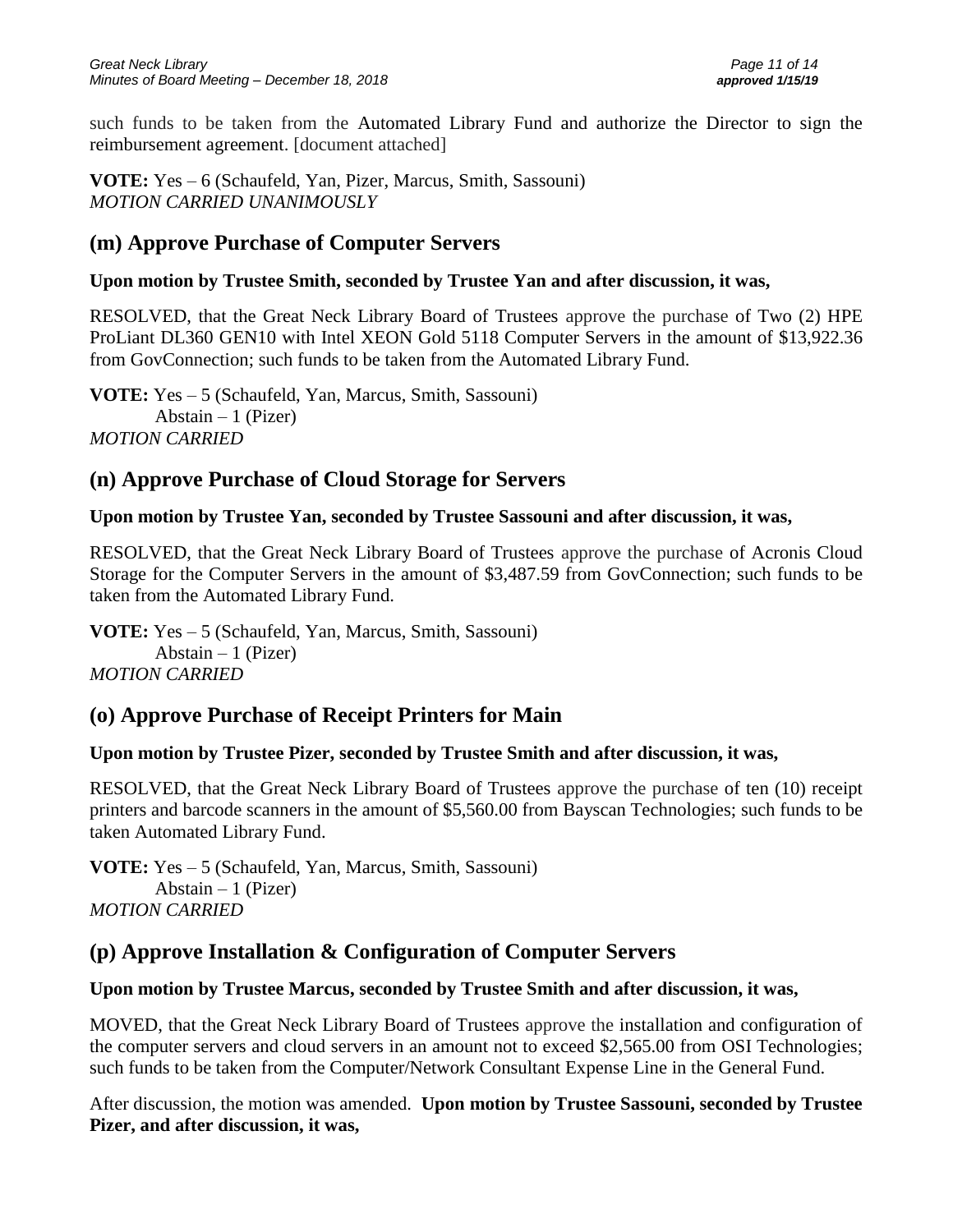such funds to be taken from the Automated Library Fund and authorize the Director to sign the reimbursement agreement. [document attached]

**VOTE:** Yes – 6 (Schaufeld, Yan, Pizer, Marcus, Smith, Sassouni)
*MOTION CARRIED UNANIMOUSLY*

## (m) Approve Purchase of Computer Servers

**Upon motion by Trustee Smith, seconded by Trustee Yan and after discussion, it was,**

RESOLVED, that the Great Neck Library Board of Trustees approve the purchase of Two (2) HPE ProLiant DL360 GEN10 with Intel XEON Gold 5118 Computer Servers in the amount of $13,922.36 from GovConnection; such funds to be taken from the Automated Library Fund.

**VOTE:** Yes – 5 (Schaufeld, Yan, Marcus, Smith, Sassouni)
Abstain – 1 (Pizer)
*MOTION CARRIED*

## (n) Approve Purchase of Cloud Storage for Servers

**Upon motion by Trustee Yan, seconded by Trustee Sassouni and after discussion, it was,**

RESOLVED, that the Great Neck Library Board of Trustees approve the purchase of Acronis Cloud Storage for the Computer Servers in the amount of $3,487.59 from GovConnection; such funds to be taken from the Automated Library Fund.

**VOTE:** Yes – 5 (Schaufeld, Yan, Marcus, Smith, Sassouni)
Abstain – 1 (Pizer)
*MOTION CARRIED*

## (o) Approve Purchase of Receipt Printers for Main

**Upon motion by Trustee Pizer, seconded by Trustee Smith and after discussion, it was,**

RESOLVED, that the Great Neck Library Board of Trustees approve the purchase of ten (10) receipt printers and barcode scanners in the amount of $5,560.00 from Bayscan Technologies; such funds to be taken Automated Library Fund.

**VOTE:** Yes – 5 (Schaufeld, Yan, Marcus, Smith, Sassouni)
Abstain – 1 (Pizer)
*MOTION CARRIED*

## (p) Approve Installation & Configuration of Computer Servers

**Upon motion by Trustee Marcus, seconded by Trustee Smith and after discussion, it was,**

MOVED, that the Great Neck Library Board of Trustees approve the installation and configuration of the computer servers and cloud servers in an amount not to exceed $2,565.00 from OSI Technologies; such funds to be taken from the Computer/Network Consultant Expense Line in the General Fund.

After discussion, the motion was amended. **Upon motion by Trustee Sassouni, seconded by Trustee Pizer, and after discussion, it was,**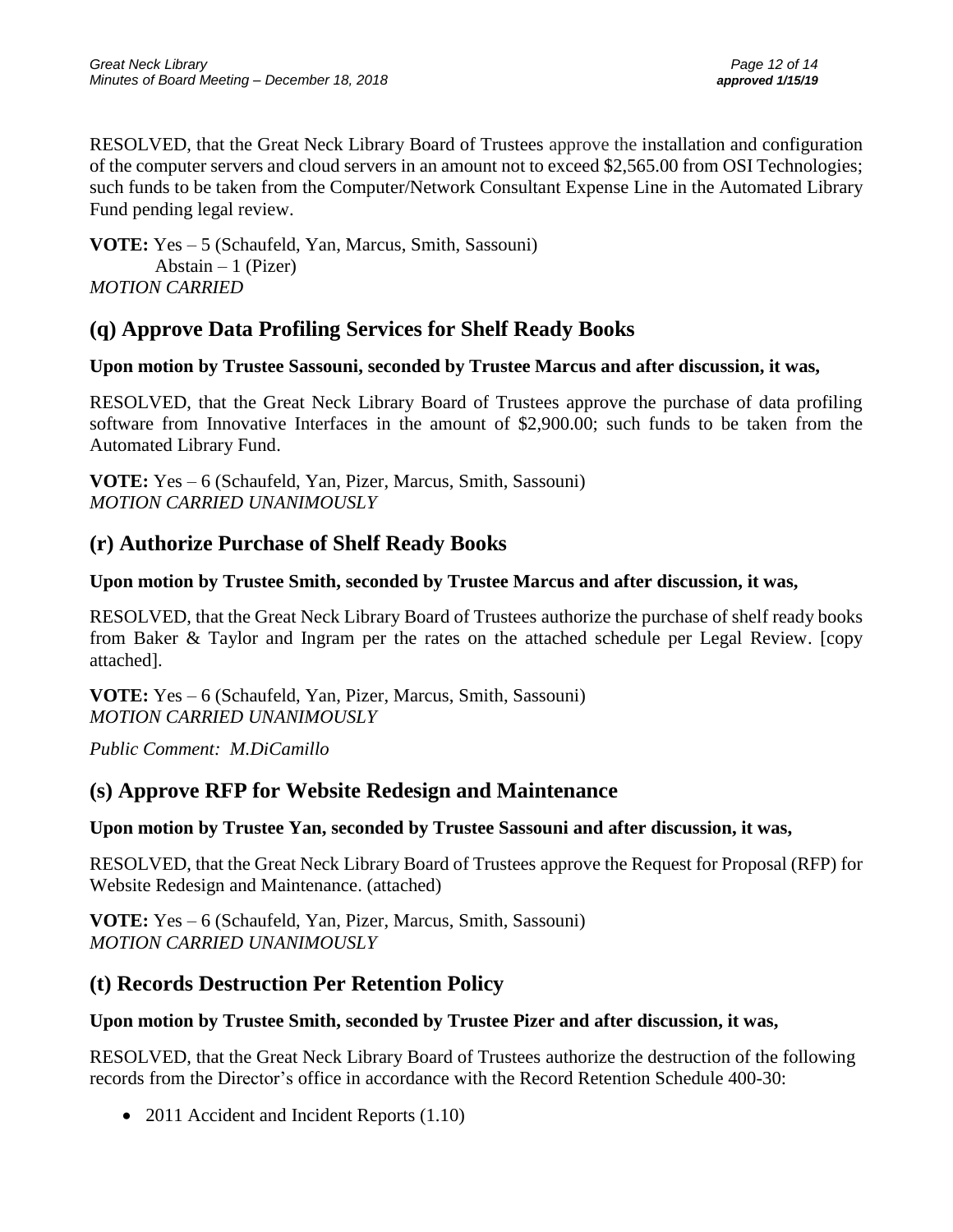RESOLVED, that the Great Neck Library Board of Trustees approve the installation and configuration of the computer servers and cloud servers in an amount not to exceed $2,565.00 from OSI Technologies; such funds to be taken from the Computer/Network Consultant Expense Line in the Automated Library Fund pending legal review.

**VOTE:** Yes – 5 (Schaufeld, Yan, Marcus, Smith, Sassouni)
Abstain – 1 (Pizer)
*MOTION CARRIED*

## (q) Approve Data Profiling Services for Shelf Ready Books

**Upon motion by Trustee Sassouni, seconded by Trustee Marcus and after discussion, it was,**

RESOLVED, that the Great Neck Library Board of Trustees approve the purchase of data profiling software from Innovative Interfaces in the amount of $2,900.00; such funds to be taken from the Automated Library Fund.

**VOTE:** Yes – 6 (Schaufeld, Yan, Pizer, Marcus, Smith, Sassouni)
*MOTION CARRIED UNANIMOUSLY*

## (r) Authorize Purchase of Shelf Ready Books

**Upon motion by Trustee Smith, seconded by Trustee Marcus and after discussion, it was,**

RESOLVED, that the Great Neck Library Board of Trustees authorize the purchase of shelf ready books from Baker & Taylor and Ingram per the rates on the attached schedule per Legal Review. [copy attached].

**VOTE:** Yes – 6 (Schaufeld, Yan, Pizer, Marcus, Smith, Sassouni)
*MOTION CARRIED UNANIMOUSLY*

*Public Comment: M.DiCamillo*

## (s) Approve RFP for Website Redesign and Maintenance

**Upon motion by Trustee Yan, seconded by Trustee Sassouni and after discussion, it was,**

RESOLVED, that the Great Neck Library Board of Trustees approve the Request for Proposal (RFP) for Website Redesign and Maintenance. (attached)

**VOTE:** Yes – 6 (Schaufeld, Yan, Pizer, Marcus, Smith, Sassouni)
*MOTION CARRIED UNANIMOUSLY*

## (t) Records Destruction Per Retention Policy

**Upon motion by Trustee Smith, seconded by Trustee Pizer and after discussion, it was,**

RESOLVED, that the Great Neck Library Board of Trustees authorize the destruction of the following records from the Director's office in accordance with the Record Retention Schedule 400-30:

- 2011 Accident and Incident Reports (1.10)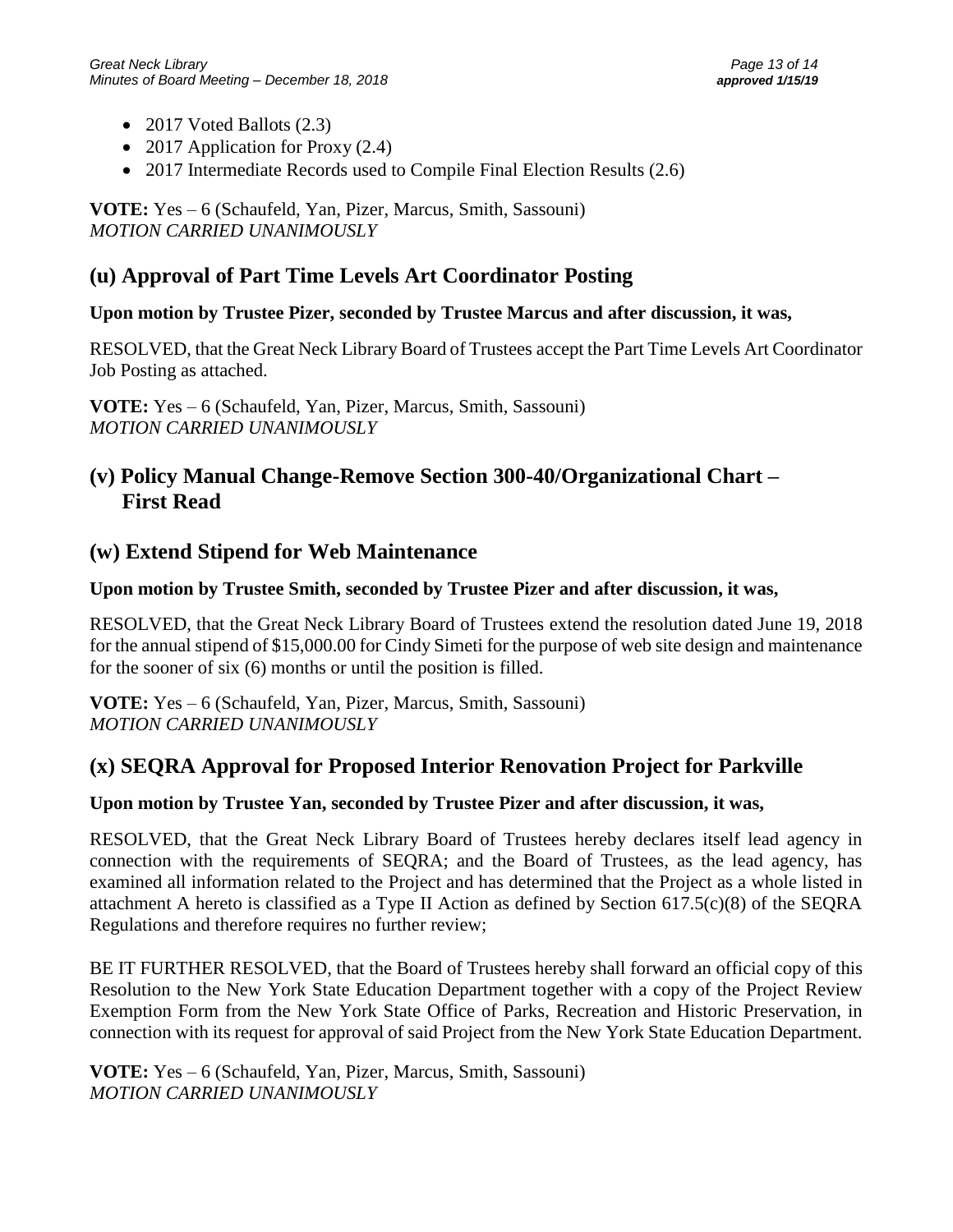- 2017 Voted Ballots (2.3)
- 2017 Application for Proxy (2.4)
- 2017 Intermediate Records used to Compile Final Election Results (2.6)

**VOTE:** Yes – 6 (Schaufeld, Yan, Pizer, Marcus, Smith, Sassouni)
*MOTION CARRIED UNANIMOUSLY*

## (u) Approval of Part Time Levels Art Coordinator Posting

**Upon motion by Trustee Pizer, seconded by Trustee Marcus and after discussion, it was,**

RESOLVED, that the Great Neck Library Board of Trustees accept the Part Time Levels Art Coordinator Job Posting as attached.

**VOTE:** Yes – 6 (Schaufeld, Yan, Pizer, Marcus, Smith, Sassouni)
*MOTION CARRIED UNANIMOUSLY*

## (v) Policy Manual Change-Remove Section 300-40/Organizational Chart – First Read

## (w) Extend Stipend for Web Maintenance

**Upon motion by Trustee Smith, seconded by Trustee Pizer and after discussion, it was,**

RESOLVED, that the Great Neck Library Board of Trustees extend the resolution dated June 19, 2018 for the annual stipend of $15,000.00 for Cindy Simeti for the purpose of web site design and maintenance for the sooner of six (6) months or until the position is filled.

**VOTE:** Yes – 6 (Schaufeld, Yan, Pizer, Marcus, Smith, Sassouni)
*MOTION CARRIED UNANIMOUSLY*

## (x) SEQRA Approval for Proposed Interior Renovation Project for Parkville

**Upon motion by Trustee Yan, seconded by Trustee Pizer and after discussion, it was,**

RESOLVED, that the Great Neck Library Board of Trustees hereby declares itself lead agency in connection with the requirements of SEQRA; and the Board of Trustees, as the lead agency, has examined all information related to the Project and has determined that the Project as a whole listed in attachment A hereto is classified as a Type II Action as defined by Section 617.5(c)(8) of the SEQRA Regulations and therefore requires no further review;

BE IT FURTHER RESOLVED, that the Board of Trustees hereby shall forward an official copy of this Resolution to the New York State Education Department together with a copy of the Project Review Exemption Form from the New York State Office of Parks, Recreation and Historic Preservation, in connection with its request for approval of said Project from the New York State Education Department.

**VOTE:** Yes – 6 (Schaufeld, Yan, Pizer, Marcus, Smith, Sassouni)
*MOTION CARRIED UNANIMOUSLY*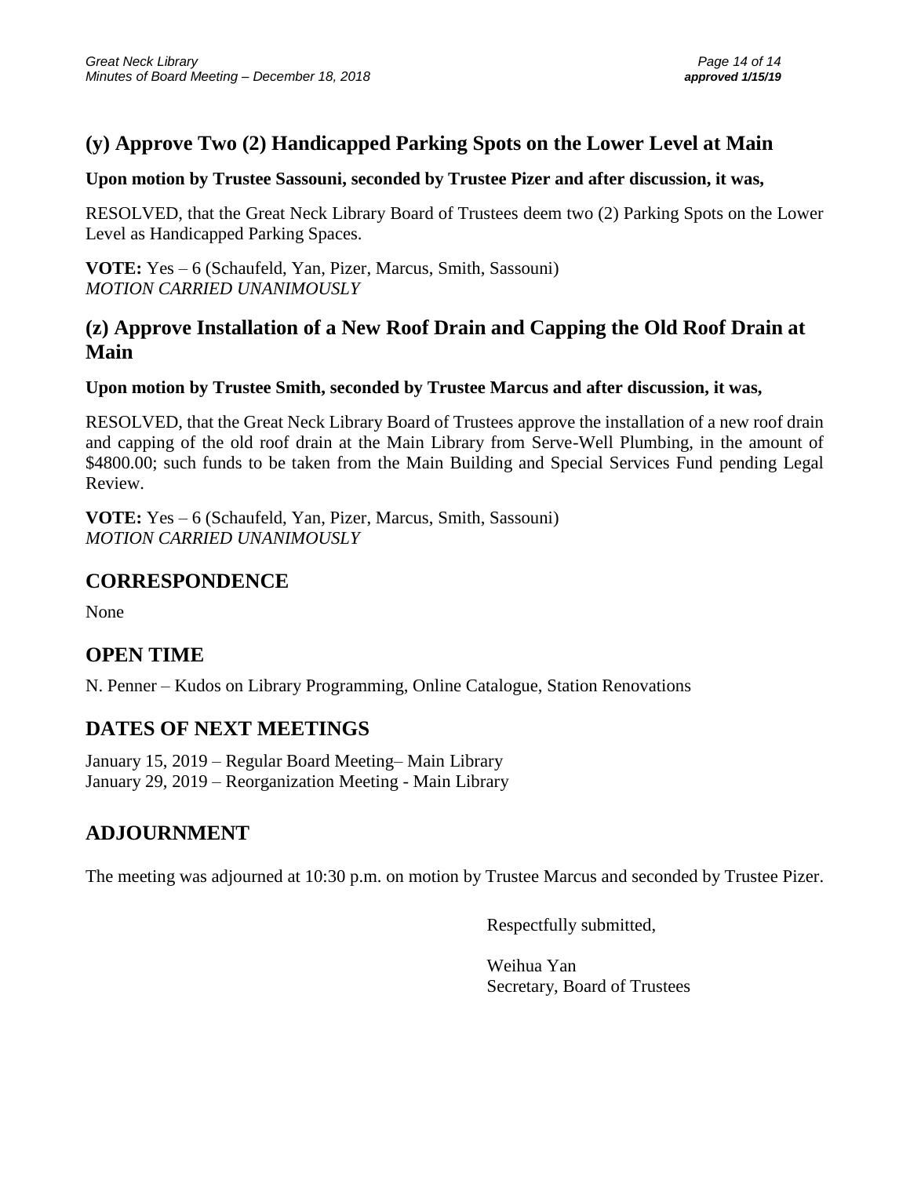## (y) Approve Two (2) Handicapped Parking Spots on the Lower Level at Main

**Upon motion by Trustee Sassouni, seconded by Trustee Pizer and after discussion, it was,**

RESOLVED, that the Great Neck Library Board of Trustees deem two (2) Parking Spots on the Lower Level as Handicapped Parking Spaces.

**VOTE:** Yes – 6 (Schaufeld, Yan, Pizer, Marcus, Smith, Sassouni)
*MOTION CARRIED UNANIMOUSLY*

## (z) Approve Installation of a New Roof Drain and Capping the Old Roof Drain at Main

**Upon motion by Trustee Smith, seconded by Trustee Marcus and after discussion, it was,**

RESOLVED, that the Great Neck Library Board of Trustees approve the installation of a new roof drain and capping of the old roof drain at the Main Library from Serve-Well Plumbing, in the amount of $4800.00; such funds to be taken from the Main Building and Special Services Fund pending Legal Review.

**VOTE:** Yes – 6 (Schaufeld, Yan, Pizer, Marcus, Smith, Sassouni)
*MOTION CARRIED UNANIMOUSLY*

## CORRESPONDENCE

None

## OPEN TIME

N. Penner – Kudos on Library Programming, Online Catalogue, Station Renovations

## DATES OF NEXT MEETINGS

January 15, 2019 – Regular Board Meeting– Main Library
January 29, 2019 – Reorganization Meeting - Main Library

## ADJOURNMENT

The meeting was adjourned at 10:30 p.m. on motion by Trustee Marcus and seconded by Trustee Pizer.

Respectfully submitted,

Weihua Yan
Secretary, Board of Trustees